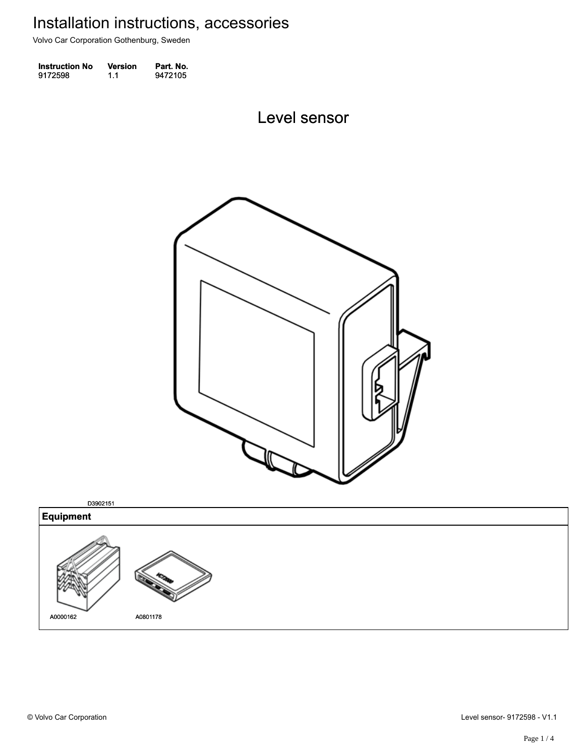# Installation instructions, accessories

Volvo Car Corporation Gothenburg, Sweden

| Instruction No | Version | Part. No. |
| --- | --- | --- |
| 9172598 | 1.1 | 9472105 |

## Level sensor

D3902151

| Equipment |
| --- |
| A0000162 A0801178 |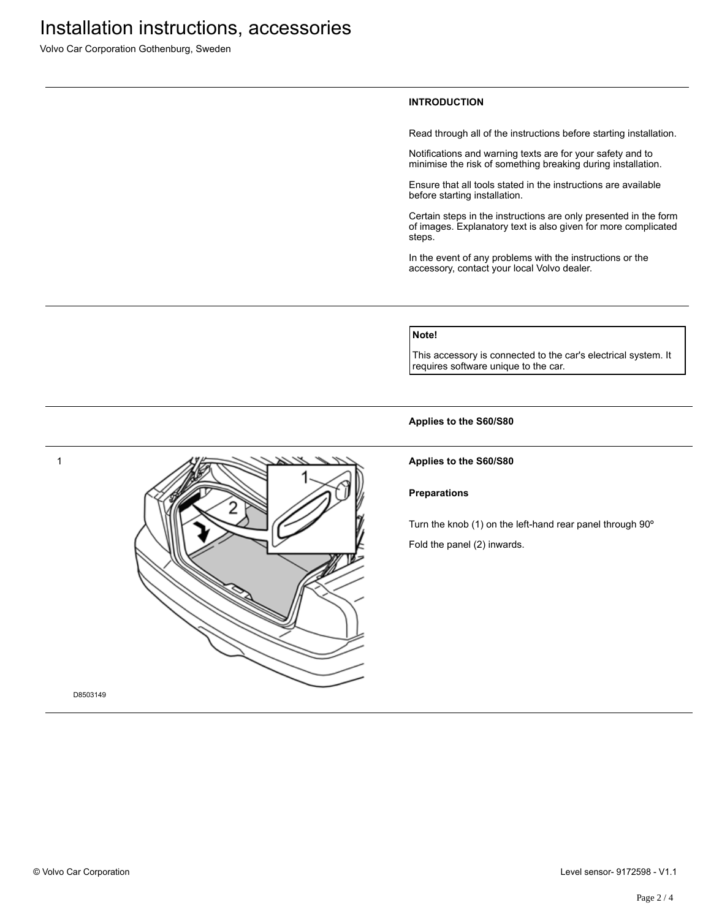## INTRODUCTION

Read through all of the instructions before starting installation.

Notifications and warning texts are for your safety and to minimise the risk of something breaking during installation.

Ensure that all tools stated in the instructions are available before starting installation.

Certain steps in the instructions are only presented in the form of images. Explanatory text is also given for more complicated steps.

In the event of any problems with the instructions or the accessory, contact your local Volvo dealer.

---

**Note!**

This accessory is connected to the car's electrical system. It requires software unique to the car.

---

**Applies to the S60/S80**

---

1

D8503149

**Applies to the S60/S80**

**Preparations**

Turn the knob (1) on the left-hand rear panel through 90º

Fold the panel (2) inwards.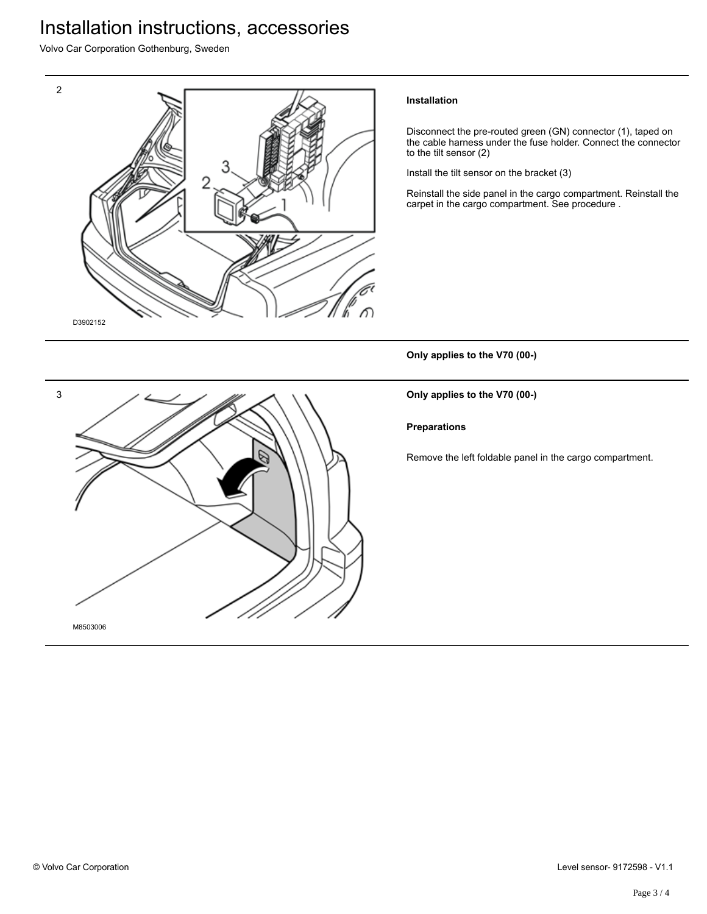2

D3902152

**Installation**

Disconnect the pre-routed green (GN) connector (1), taped on the cable harness under the fuse holder. Connect the connector to the tilt sensor (2)

Install the tilt sensor on the bracket (3)

Reinstall the side panel in the cargo compartment. Reinstall the carpet in the cargo compartment. See procedure .

---

**Only applies to the V70 (00-)**

---

3

M8503006

**Only applies to the V70 (00-)**

**Preparations**

Remove the left foldable panel in the cargo compartment.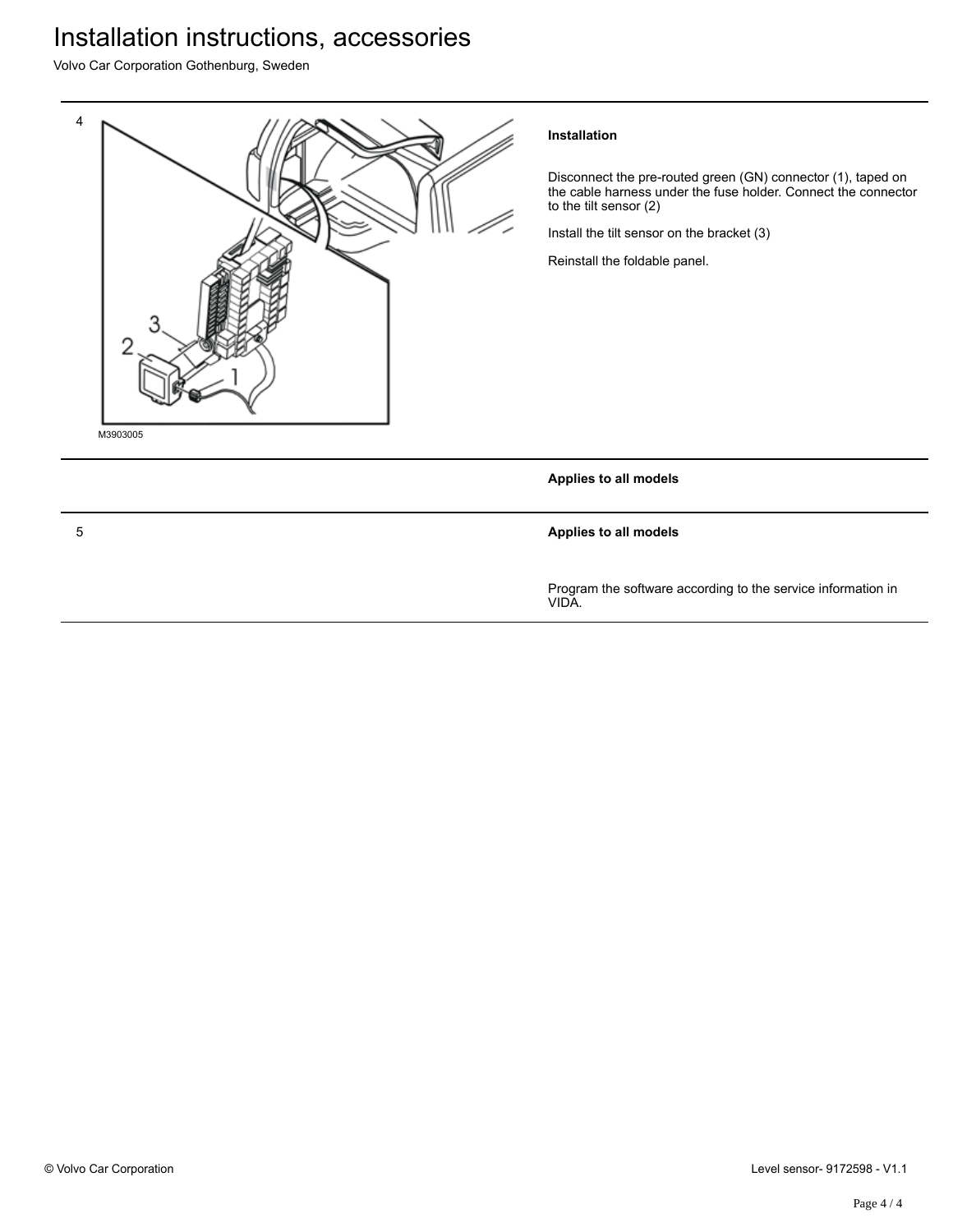# Installation instructions, accessories

Volvo Car Corporation Gothenburg, Sweden

4

3
2
1

M3903005

**Installation**

Disconnect the pre-routed green (GN) connector (1), taped on the cable harness under the fuse holder. Connect the connector to the tilt sensor (2)

Install the tilt sensor on the bracket (3)

Reinstall the foldable panel.

**Applies to all models**

5

**Applies to all models**

Program the software according to the service information in VIDA.

© Volvo Car Corporation

Level sensor- 9172598 - V1.1